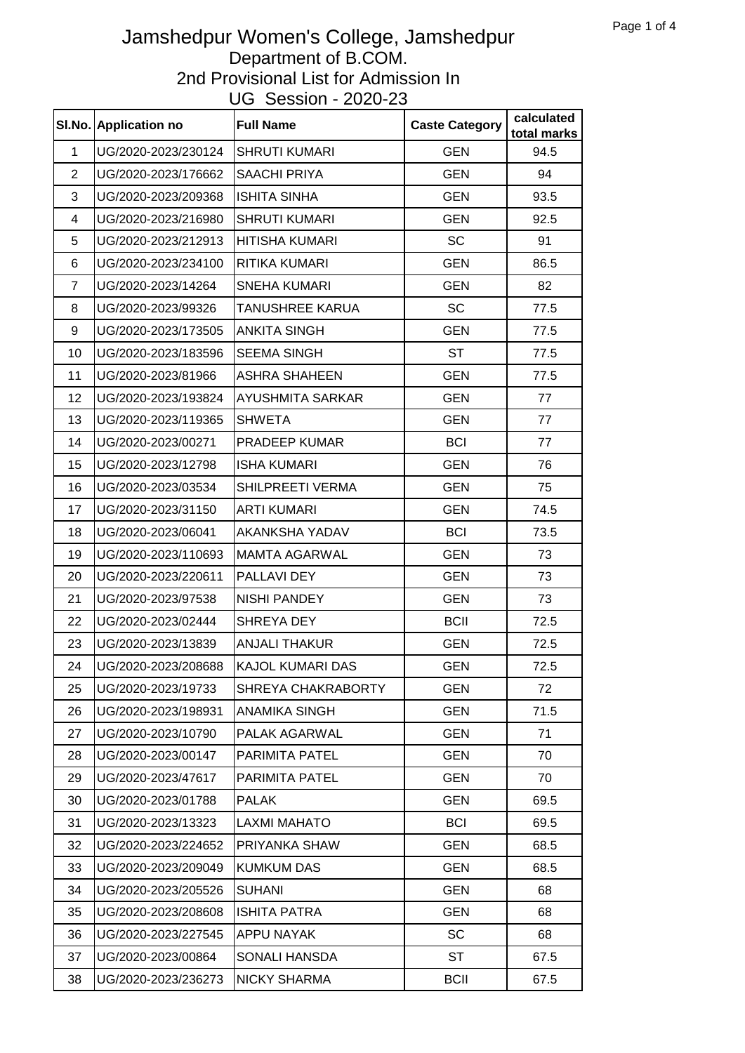# Jamshedpur Women's College, Jamshedpur

## Department of B.COM.

## 2nd Provisional List for Admission In

## UG Session - 2020-23

| Sl.No. | Application no | Full Name | Caste Category | calculated total marks |
|---|---|---|---|---|
| 1 | UG/2020-2023/230124 | SHRUTI KUMARI | GEN | 94.5 |
| 2 | UG/2020-2023/176662 | SAACHI PRIYA | GEN | 94 |
| 3 | UG/2020-2023/209368 | ISHITA SINHA | GEN | 93.5 |
| 4 | UG/2020-2023/216980 | SHRUTI KUMARI | GEN | 92.5 |
| 5 | UG/2020-2023/212913 | HITISHA KUMARI | SC | 91 |
| 6 | UG/2020-2023/234100 | RITIKA KUMARI | GEN | 86.5 |
| 7 | UG/2020-2023/14264 | SNEHA KUMARI | GEN | 82 |
| 8 | UG/2020-2023/99326 | TANUSHREE KARUA | SC | 77.5 |
| 9 | UG/2020-2023/173505 | ANKITA SINGH | GEN | 77.5 |
| 10 | UG/2020-2023/183596 | SEEMA SINGH | ST | 77.5 |
| 11 | UG/2020-2023/81966 | ASHRA SHAHEEN | GEN | 77.5 |
| 12 | UG/2020-2023/193824 | AYUSHMITA SARKAR | GEN | 77 |
| 13 | UG/2020-2023/119365 | SHWETA | GEN | 77 |
| 14 | UG/2020-2023/00271 | PRADEEP KUMAR | BCI | 77 |
| 15 | UG/2020-2023/12798 | ISHA KUMARI | GEN | 76 |
| 16 | UG/2020-2023/03534 | SHILPREETI VERMA | GEN | 75 |
| 17 | UG/2020-2023/31150 | ARTI KUMARI | GEN | 74.5 |
| 18 | UG/2020-2023/06041 | AKANKSHA YADAV | BCI | 73.5 |
| 19 | UG/2020-2023/110693 | MAMTA AGARWAL | GEN | 73 |
| 20 | UG/2020-2023/220611 | PALLAVI DEY | GEN | 73 |
| 21 | UG/2020-2023/97538 | NISHI PANDEY | GEN | 73 |
| 22 | UG/2020-2023/02444 | SHREYA DEY | BCII | 72.5 |
| 23 | UG/2020-2023/13839 | ANJALI THAKUR | GEN | 72.5 |
| 24 | UG/2020-2023/208688 | KAJOL KUMARI DAS | GEN | 72.5 |
| 25 | UG/2020-2023/19733 | SHREYA CHAKRABORTY | GEN | 72 |
| 26 | UG/2020-2023/198931 | ANAMIKA SINGH | GEN | 71.5 |
| 27 | UG/2020-2023/10790 | PALAK AGARWAL | GEN | 71 |
| 28 | UG/2020-2023/00147 | PARIMITA PATEL | GEN | 70 |
| 29 | UG/2020-2023/47617 | PARIMITA PATEL | GEN | 70 |
| 30 | UG/2020-2023/01788 | PALAK | GEN | 69.5 |
| 31 | UG/2020-2023/13323 | LAXMI MAHATO | BCI | 69.5 |
| 32 | UG/2020-2023/224652 | PRIYANKA SHAW | GEN | 68.5 |
| 33 | UG/2020-2023/209049 | KUMKUM DAS | GEN | 68.5 |
| 34 | UG/2020-2023/205526 | SUHANI | GEN | 68 |
| 35 | UG/2020-2023/208608 | ISHITA PATRA | GEN | 68 |
| 36 | UG/2020-2023/227545 | APPU NAYAK | SC | 68 |
| 37 | UG/2020-2023/00864 | SONALI HANSDA | ST | 67.5 |
| 38 | UG/2020-2023/236273 | NICKY SHARMA | BCII | 67.5 |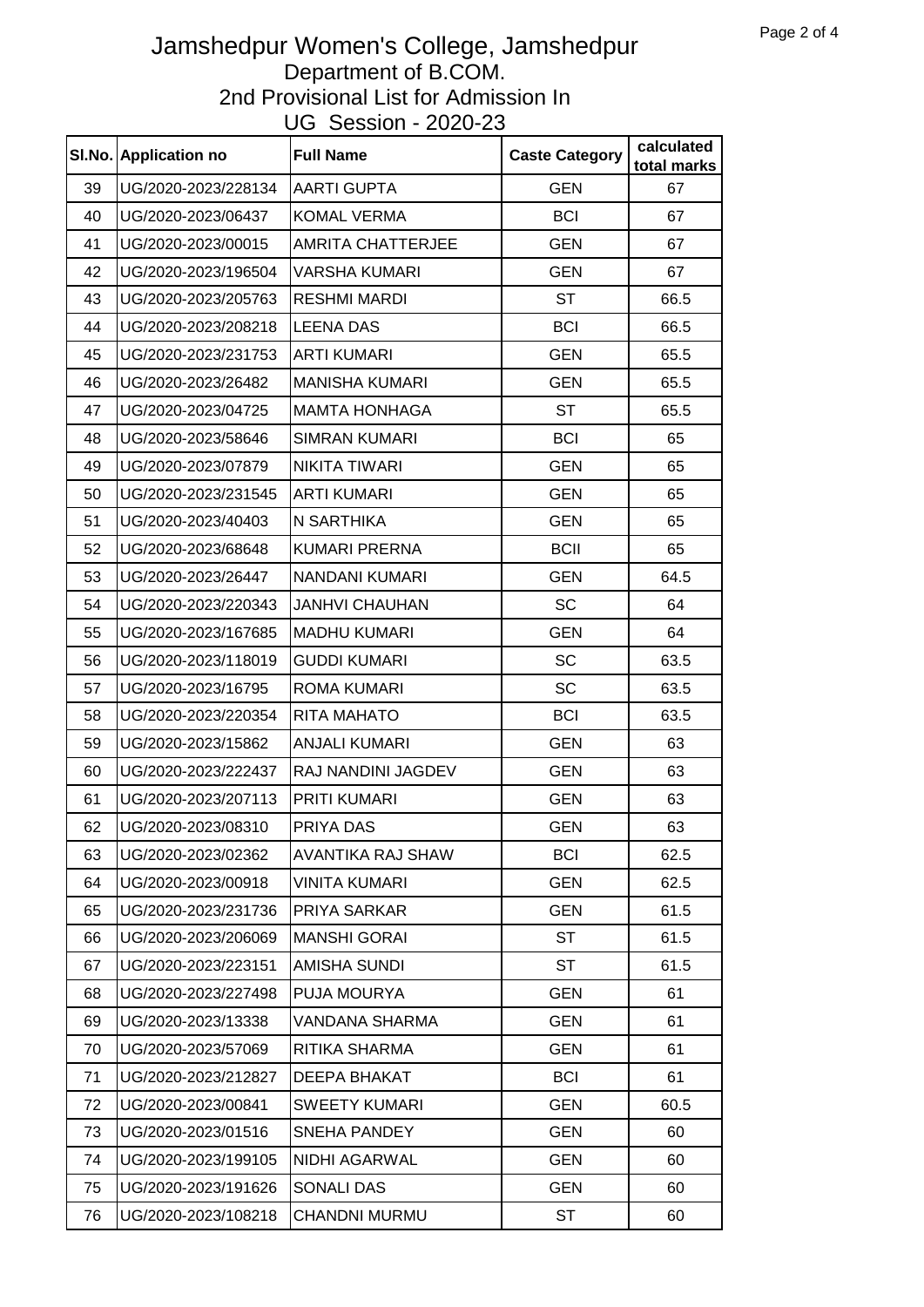# Jamshedpur Women's College, Jamshedpur

## Department of B.COM.

## 2nd Provisional List for Admission In

## UG Session - 2020-23

| Sl.No. | Application no | Full Name | Caste Category | calculated total marks |
|---|---|---|---|---|
| 39 | UG/2020-2023/228134 | AARTI GUPTA | GEN | 67 |
| 40 | UG/2020-2023/06437 | KOMAL VERMA | BCI | 67 |
| 41 | UG/2020-2023/00015 | AMRITA CHATTERJEE | GEN | 67 |
| 42 | UG/2020-2023/196504 | VARSHA KUMARI | GEN | 67 |
| 43 | UG/2020-2023/205763 | RESHMI MARDI | ST | 66.5 |
| 44 | UG/2020-2023/208218 | LEENA DAS | BCI | 66.5 |
| 45 | UG/2020-2023/231753 | ARTI KUMARI | GEN | 65.5 |
| 46 | UG/2020-2023/26482 | MANISHA KUMARI | GEN | 65.5 |
| 47 | UG/2020-2023/04725 | MAMTA HONHAGA | ST | 65.5 |
| 48 | UG/2020-2023/58646 | SIMRAN KUMARI | BCI | 65 |
| 49 | UG/2020-2023/07879 | NIKITA TIWARI | GEN | 65 |
| 50 | UG/2020-2023/231545 | ARTI KUMARI | GEN | 65 |
| 51 | UG/2020-2023/40403 | N SARTHIKA | GEN | 65 |
| 52 | UG/2020-2023/68648 | KUMARI PRERNA | BCII | 65 |
| 53 | UG/2020-2023/26447 | NANDANI KUMARI | GEN | 64.5 |
| 54 | UG/2020-2023/220343 | JANHVI CHAUHAN | SC | 64 |
| 55 | UG/2020-2023/167685 | MADHU KUMARI | GEN | 64 |
| 56 | UG/2020-2023/118019 | GUDDI KUMARI | SC | 63.5 |
| 57 | UG/2020-2023/16795 | ROMA KUMARI | SC | 63.5 |
| 58 | UG/2020-2023/220354 | RITA MAHATO | BCI | 63.5 |
| 59 | UG/2020-2023/15862 | ANJALI KUMARI | GEN | 63 |
| 60 | UG/2020-2023/222437 | RAJ NANDINI JAGDEV | GEN | 63 |
| 61 | UG/2020-2023/207113 | PRITI KUMARI | GEN | 63 |
| 62 | UG/2020-2023/08310 | PRIYA DAS | GEN | 63 |
| 63 | UG/2020-2023/02362 | AVANTIKA RAJ SHAW | BCI | 62.5 |
| 64 | UG/2020-2023/00918 | VINITA KUMARI | GEN | 62.5 |
| 65 | UG/2020-2023/231736 | PRIYA SARKAR | GEN | 61.5 |
| 66 | UG/2020-2023/206069 | MANSHI GORAI | ST | 61.5 |
| 67 | UG/2020-2023/223151 | AMISHA SUNDI | ST | 61.5 |
| 68 | UG/2020-2023/227498 | PUJA MOURYA | GEN | 61 |
| 69 | UG/2020-2023/13338 | VANDANA SHARMA | GEN | 61 |
| 70 | UG/2020-2023/57069 | RITIKA SHARMA | GEN | 61 |
| 71 | UG/2020-2023/212827 | DEEPA BHAKAT | BCI | 61 |
| 72 | UG/2020-2023/00841 | SWEETY KUMARI | GEN | 60.5 |
| 73 | UG/2020-2023/01516 | SNEHA PANDEY | GEN | 60 |
| 74 | UG/2020-2023/199105 | NIDHI AGARWAL | GEN | 60 |
| 75 | UG/2020-2023/191626 | SONALI DAS | GEN | 60 |
| 76 | UG/2020-2023/108218 | CHANDNI MURMU | ST | 60 |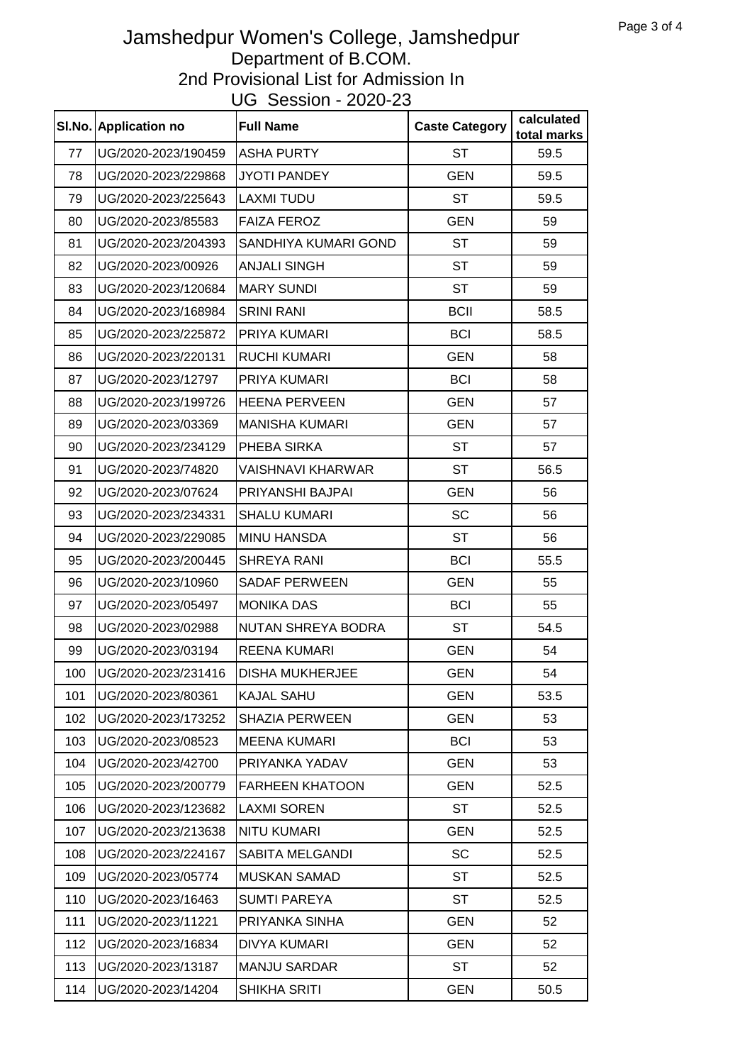# Jamshedpur Women's College, Jamshedpur

## Department of B.COM.

## 2nd Provisional List for Admission In

## UG Session - 2020-23

| Sl.No. | Application no | Full Name | Caste Category | calculated total marks |
|---|---|---|---|---|
| 77 | UG/2020-2023/190459 | ASHA PURTY | ST | 59.5 |
| 78 | UG/2020-2023/229868 | JYOTI PANDEY | GEN | 59.5 |
| 79 | UG/2020-2023/225643 | LAXMI TUDU | ST | 59.5 |
| 80 | UG/2020-2023/85583 | FAIZA FEROZ | GEN | 59 |
| 81 | UG/2020-2023/204393 | SANDHIYA KUMARI GOND | ST | 59 |
| 82 | UG/2020-2023/00926 | ANJALI SINGH | ST | 59 |
| 83 | UG/2020-2023/120684 | MARY SUNDI | ST | 59 |
| 84 | UG/2020-2023/168984 | SRINI RANI | BCII | 58.5 |
| 85 | UG/2020-2023/225872 | PRIYA KUMARI | BCI | 58.5 |
| 86 | UG/2020-2023/220131 | RUCHI KUMARI | GEN | 58 |
| 87 | UG/2020-2023/12797 | PRIYA KUMARI | BCI | 58 |
| 88 | UG/2020-2023/199726 | HEENA PERVEEN | GEN | 57 |
| 89 | UG/2020-2023/03369 | MANISHA KUMARI | GEN | 57 |
| 90 | UG/2020-2023/234129 | PHEBA SIRKA | ST | 57 |
| 91 | UG/2020-2023/74820 | VAISHNAVI KHARWAR | ST | 56.5 |
| 92 | UG/2020-2023/07624 | PRIYANSHI BAJPAI | GEN | 56 |
| 93 | UG/2020-2023/234331 | SHALU KUMARI | SC | 56 |
| 94 | UG/2020-2023/229085 | MINU HANSDA | ST | 56 |
| 95 | UG/2020-2023/200445 | SHREYA RANI | BCI | 55.5 |
| 96 | UG/2020-2023/10960 | SADAF PERWEEN | GEN | 55 |
| 97 | UG/2020-2023/05497 | MONIKA DAS | BCI | 55 |
| 98 | UG/2020-2023/02988 | NUTAN SHREYA BODRA | ST | 54.5 |
| 99 | UG/2020-2023/03194 | REENA KUMARI | GEN | 54 |
| 100 | UG/2020-2023/231416 | DISHA MUKHERJEE | GEN | 54 |
| 101 | UG/2020-2023/80361 | KAJAL SAHU | GEN | 53.5 |
| 102 | UG/2020-2023/173252 | SHAZIA PERWEEN | GEN | 53 |
| 103 | UG/2020-2023/08523 | MEENA KUMARI | BCI | 53 |
| 104 | UG/2020-2023/42700 | PRIYANKA YADAV | GEN | 53 |
| 105 | UG/2020-2023/200779 | FARHEEN KHATOON | GEN | 52.5 |
| 106 | UG/2020-2023/123682 | LAXMI SOREN | ST | 52.5 |
| 107 | UG/2020-2023/213638 | NITU KUMARI | GEN | 52.5 |
| 108 | UG/2020-2023/224167 | SABITA MELGANDI | SC | 52.5 |
| 109 | UG/2020-2023/05774 | MUSKAN SAMAD | ST | 52.5 |
| 110 | UG/2020-2023/16463 | SUMTI PAREYA | ST | 52.5 |
| 111 | UG/2020-2023/11221 | PRIYANKA SINHA | GEN | 52 |
| 112 | UG/2020-2023/16834 | DIVYA KUMARI | GEN | 52 |
| 113 | UG/2020-2023/13187 | MANJU SARDAR | ST | 52 |
| 114 | UG/2020-2023/14204 | SHIKHA SRITI | GEN | 50.5 |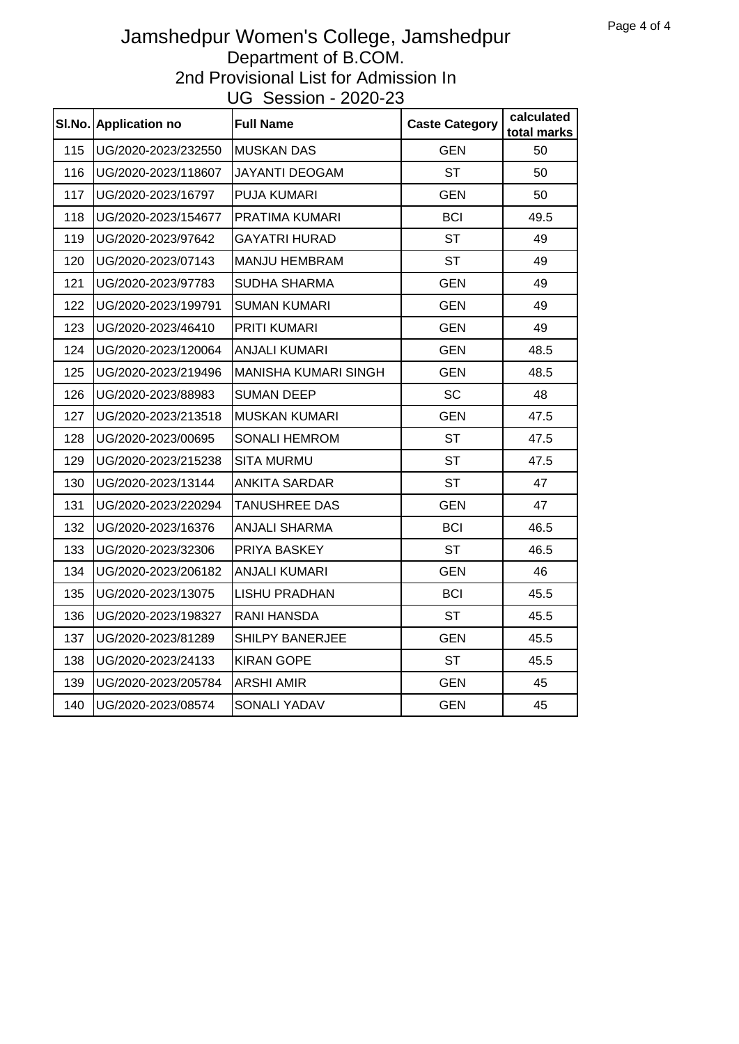# Jamshedpur Women's College, Jamshedpur

## Department of B.COM.

## 2nd Provisional List for Admission In

## UG Session - 2020-23

| Sl.No. | Application no | Full Name | Caste Category | calculated total marks |
|---|---|---|---|---|
| 115 | UG/2020-2023/232550 | MUSKAN DAS | GEN | 50 |
| 116 | UG/2020-2023/118607 | JAYANTI DEOGAM | ST | 50 |
| 117 | UG/2020-2023/16797 | PUJA KUMARI | GEN | 50 |
| 118 | UG/2020-2023/154677 | PRATIMA KUMARI | BCI | 49.5 |
| 119 | UG/2020-2023/97642 | GAYATRI HURAD | ST | 49 |
| 120 | UG/2020-2023/07143 | MANJU HEMBRAM | ST | 49 |
| 121 | UG/2020-2023/97783 | SUDHA SHARMA | GEN | 49 |
| 122 | UG/2020-2023/199791 | SUMAN KUMARI | GEN | 49 |
| 123 | UG/2020-2023/46410 | PRITI KUMARI | GEN | 49 |
| 124 | UG/2020-2023/120064 | ANJALI KUMARI | GEN | 48.5 |
| 125 | UG/2020-2023/219496 | MANISHA KUMARI SINGH | GEN | 48.5 |
| 126 | UG/2020-2023/88983 | SUMAN DEEP | SC | 48 |
| 127 | UG/2020-2023/213518 | MUSKAN KUMARI | GEN | 47.5 |
| 128 | UG/2020-2023/00695 | SONALI HEMROM | ST | 47.5 |
| 129 | UG/2020-2023/215238 | SITA MURMU | ST | 47.5 |
| 130 | UG/2020-2023/13144 | ANKITA SARDAR | ST | 47 |
| 131 | UG/2020-2023/220294 | TANUSHREE DAS | GEN | 47 |
| 132 | UG/2020-2023/16376 | ANJALI SHARMA | BCI | 46.5 |
| 133 | UG/2020-2023/32306 | PRIYA BASKEY | ST | 46.5 |
| 134 | UG/2020-2023/206182 | ANJALI KUMARI | GEN | 46 |
| 135 | UG/2020-2023/13075 | LISHU PRADHAN | BCI | 45.5 |
| 136 | UG/2020-2023/198327 | RANI HANSDA | ST | 45.5 |
| 137 | UG/2020-2023/81289 | SHILPY BANERJEE | GEN | 45.5 |
| 138 | UG/2020-2023/24133 | KIRAN GOPE | ST | 45.5 |
| 139 | UG/2020-2023/205784 | ARSHI AMIR | GEN | 45 |
| 140 | UG/2020-2023/08574 | SONALI YADAV | GEN | 45 |